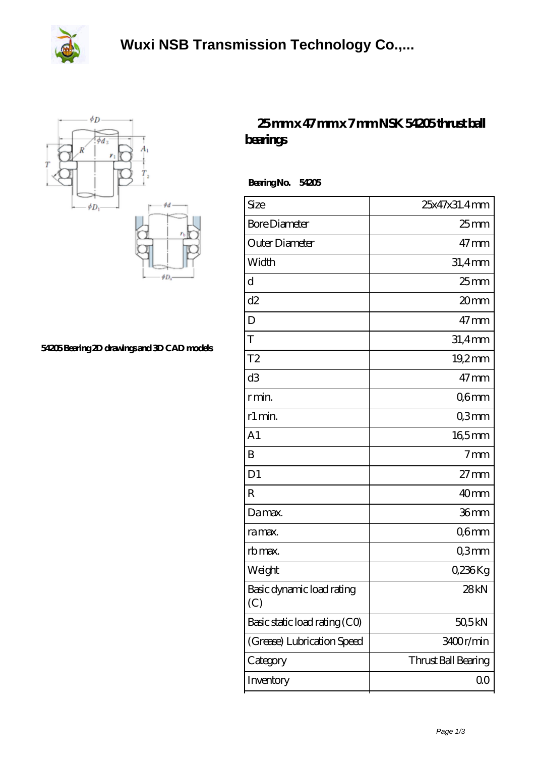# Wuxi NSB Transmission Technology Co.,...

## 25 mm x 47 mm x 7 mm NSK 54205 thrust ball bearings

54205 Bearing 2D drawings and 3D CAD models

**Bearing No. 54205**

| Size | 25x47x31.4 mm |
|---|---|
| Bore Diameter | 25 mm |
| Outer Diameter | 47 mm |
| Width | 31,4 mm |
| d | 25 mm |
| d2 | 20 mm |
| D | 47 mm |
| T | 31,4 mm |
| T2 | 19,2 mm |
| d3 | 47 mm |
| r min. | 0,6 mm |
| r1 min. | 0,3 mm |
| A1 | 16,5 mm |
| B | 7 mm |
| D1 | 27 mm |
| R | 40 mm |
| Da max. | 36 mm |
| ra max. | 0,6 mm |
| rb max. | 0,3 mm |
| Weight | 0,236 Kg |
| Basic dynamic load rating (C) | 28 kN |
| Basic static load rating (C0) | 50,5 kN |
| (Grease) Lubrication Speed | 3400 r/min |
| Category | Thrust Ball Bearing |
| Inventory | 0.0 |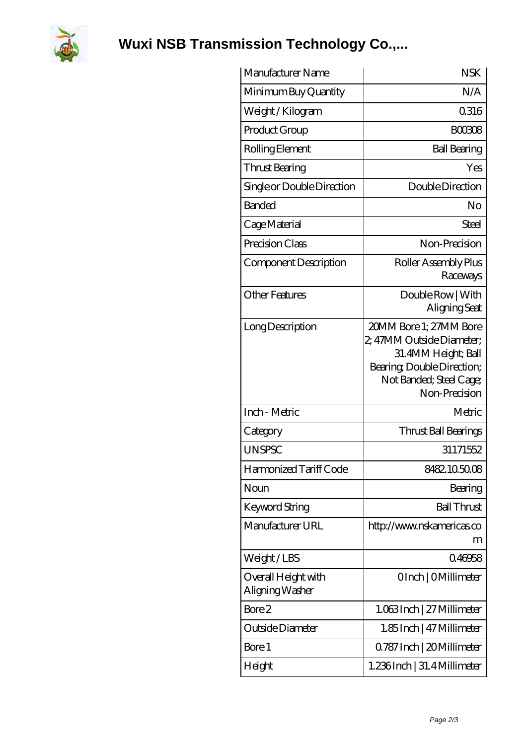# Wuxi NSB Transmission Technology Co.,...

| Manufacturer Name | NSK |
|---|---|
| Minimum Buy Quantity | N/A |
| Weight / Kilogram | 0.316 |
| Product Group | B00308 |
| Rolling Element | Ball Bearing |
| Thrust Bearing | Yes |
| Single or Double Direction | Double Direction |
| Banded | No |
| Cage Material | Steel |
| Precision Class | Non-Precision |
| Component Description | Roller Assembly Plus Raceways |
| Other Features | Double Row \| With Aligning Seat |
| Long Description | 20MM Bore 1; 27MM Bore 2; 47MM Outside Diameter; 31.4MM Height; Ball Bearing; Double Direction; Not Banded; Steel Cage; Non-Precision |
| Inch - Metric | Metric |
| Category | Thrust Ball Bearings |
| UNSPSC | 31171552 |
| Harmonized Tariff Code | 8482.10.50.08 |
| Noun | Bearing |
| Keyword String | Ball Thrust |
| Manufacturer URL | http://www.nskamericas.com |
| Weight / LBS | 0.46958 |
| Overall Height with Aligning Washer | 0 Inch \| 0 Millimeter |
| Bore 2 | 1.063 Inch \| 27 Millimeter |
| Outside Diameter | 1.85 Inch \| 47 Millimeter |
| Bore 1 | 0.787 Inch \| 20 Millimeter |
| Height | 1.236 Inch \| 31.4 Millimeter |